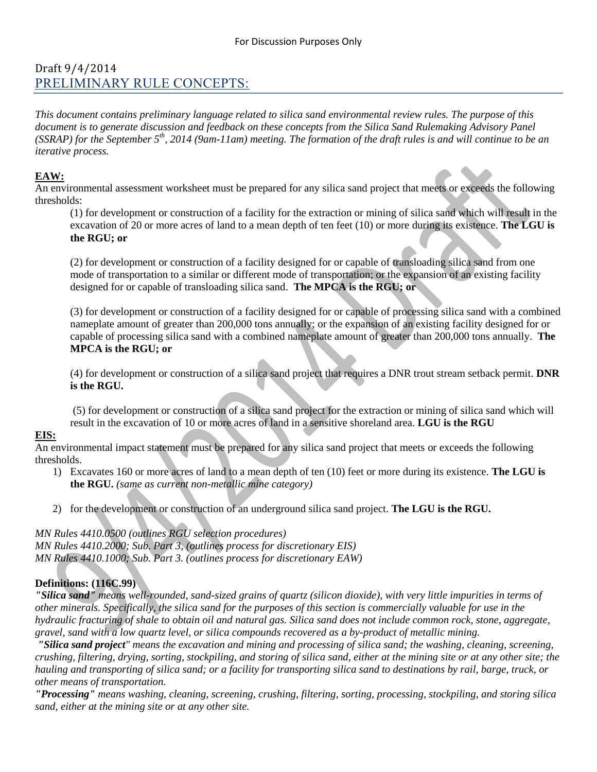For Discussion Purposes Only

Draft 9/4/2014

# PRELIMINARY RULE CONCEPTS:

*This document contains preliminary language related to silica sand environmental review rules. The purpose of this document is to generate discussion and feedback on these concepts from the Silica Sand Rulemaking Advisory Panel (SSRAP) for the September 5th, 2014 (9am-11am) meeting. The formation of the draft rules is and will continue to be an iterative process.*

**EAW:**

An environmental assessment worksheet must be prepared for any silica sand project that meets or exceeds the following thresholds:

(1) for development or construction of a facility for the extraction or mining of silica sand which will result in the excavation of 20 or more acres of land to a mean depth of ten feet (10) or more during its existence. **The LGU is the RGU; or**

(2) for development or construction of a facility designed for or capable of transloading silica sand from one mode of transportation to a similar or different mode of transportation; or the expansion of an existing facility designed for or capable of transloading silica sand. **The MPCA is the RGU; or**

(3) for development or construction of a facility designed for or capable of processing silica sand with a combined nameplate amount of greater than 200,000 tons annually; or the expansion of an existing facility designed for or capable of processing silica sand with a combined nameplate amount of greater than 200,000 tons annually. **The MPCA is the RGU; or**

(4) for development or construction of a silica sand project that requires a DNR trout stream setback permit. **DNR is the RGU.**

(5) for development or construction of a silica sand project for the extraction or mining of silica sand which will result in the excavation of 10 or more acres of land in a sensitive shoreland area. **LGU is the RGU**

**EIS:**

An environmental impact statement must be prepared for any silica sand project that meets or exceeds the following thresholds.

1) Excavates 160 or more acres of land to a mean depth of ten (10) feet or more during its existence. **The LGU is the RGU.** *(same as current non-metallic mine category)*

2) for the development or construction of an underground silica sand project. **The LGU is the RGU.**

*MN Rules 4410.0500 (outlines RGU selection procedures)*
*MN Rules 4410.2000; Sub. Part 3, (outlines process for discretionary EIS)*
*MN Rules 4410.1000; Sub. Part 3. (outlines process for discretionary EAW)*

**Definitions: (116C.99)**

***"Silica sand"*** *means well-rounded, sand-sized grains of quartz (silicon dioxide), with very little impurities in terms of other minerals. Specifically, the silica sand for the purposes of this section is commercially valuable for use in the hydraulic fracturing of shale to obtain oil and natural gas. Silica sand does not include common rock, stone, aggregate, gravel, sand with a low quartz level, or silica compounds recovered as a by-product of metallic mining.*

***"Silica sand project"*** *means the excavation and mining and processing of silica sand; the washing, cleaning, screening, crushing, filtering, drying, sorting, stockpiling, and storing of silica sand, either at the mining site or at any other site; the hauling and transporting of silica sand; or a facility for transporting silica sand to destinations by rail, barge, truck, or other means of transportation.*

***"Processing"*** *means washing, cleaning, screening, crushing, filtering, sorting, processing, stockpiling, and storing silica sand, either at the mining site or at any other site.*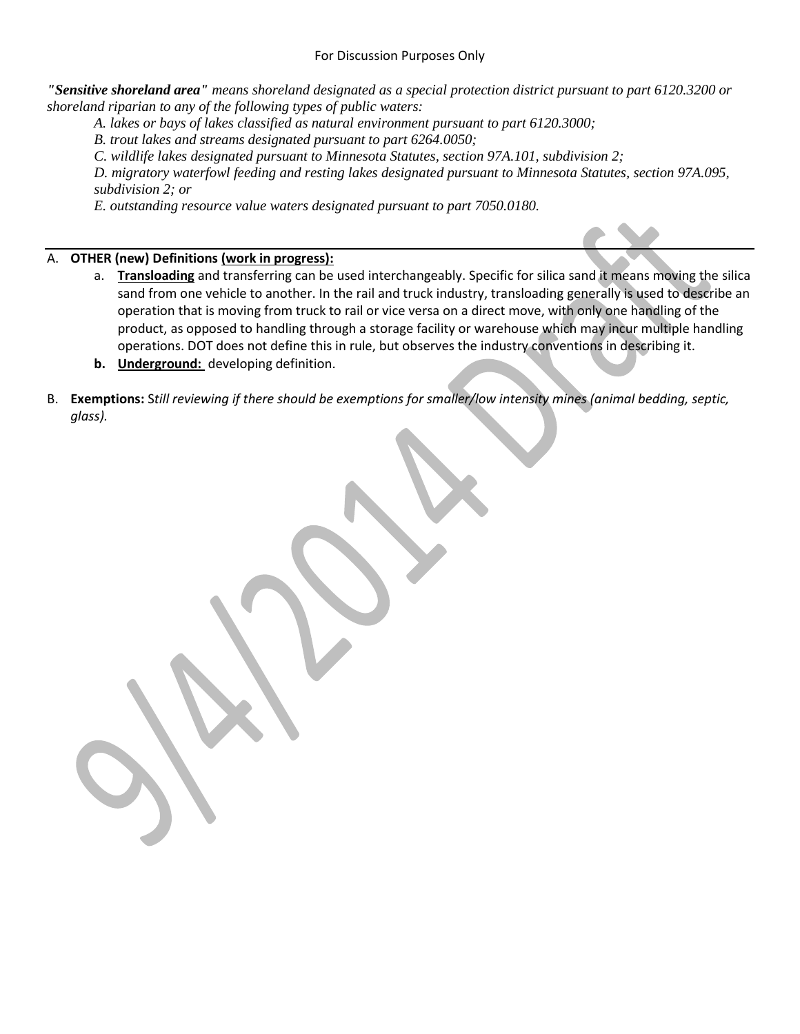*"**Sensitive shoreland area**" means shoreland designated as a special protection district pursuant to part 6120.3200 or shoreland riparian to any of the following types of public waters:*

*A. lakes or bays of lakes classified as natural environment pursuant to part 6120.3000;*

*B. trout lakes and streams designated pursuant to part 6264.0050;*

*C. wildlife lakes designated pursuant to Minnesota Statutes, section 97A.101, subdivision 2;*

*D. migratory waterfowl feeding and resting lakes designated pursuant to Minnesota Statutes, section 97A.095, subdivision 2; or*

*E. outstanding resource value waters designated pursuant to part 7050.0180.*

---

A. **OTHER (new) Definitions <u>(work in progress):</u>**

   a. **<u>Transloading</u>** and transferring can be used interchangeably. Specific for silica sand it means moving the silica sand from one vehicle to another. In the rail and truck industry, transloading generally is used to describe an operation that is moving from truck to rail or vice versa on a direct move, with only one handling of the product, as opposed to handling through a storage facility or warehouse which may incur multiple handling operations. DOT does not define this in rule, but observes the industry conventions in describing it.

   **b. <u>Underground:</u>** developing definition.

B. **Exemptions:** S*till reviewing if there should be exemptions for smaller/low intensity mines (animal bedding, septic, glass).*